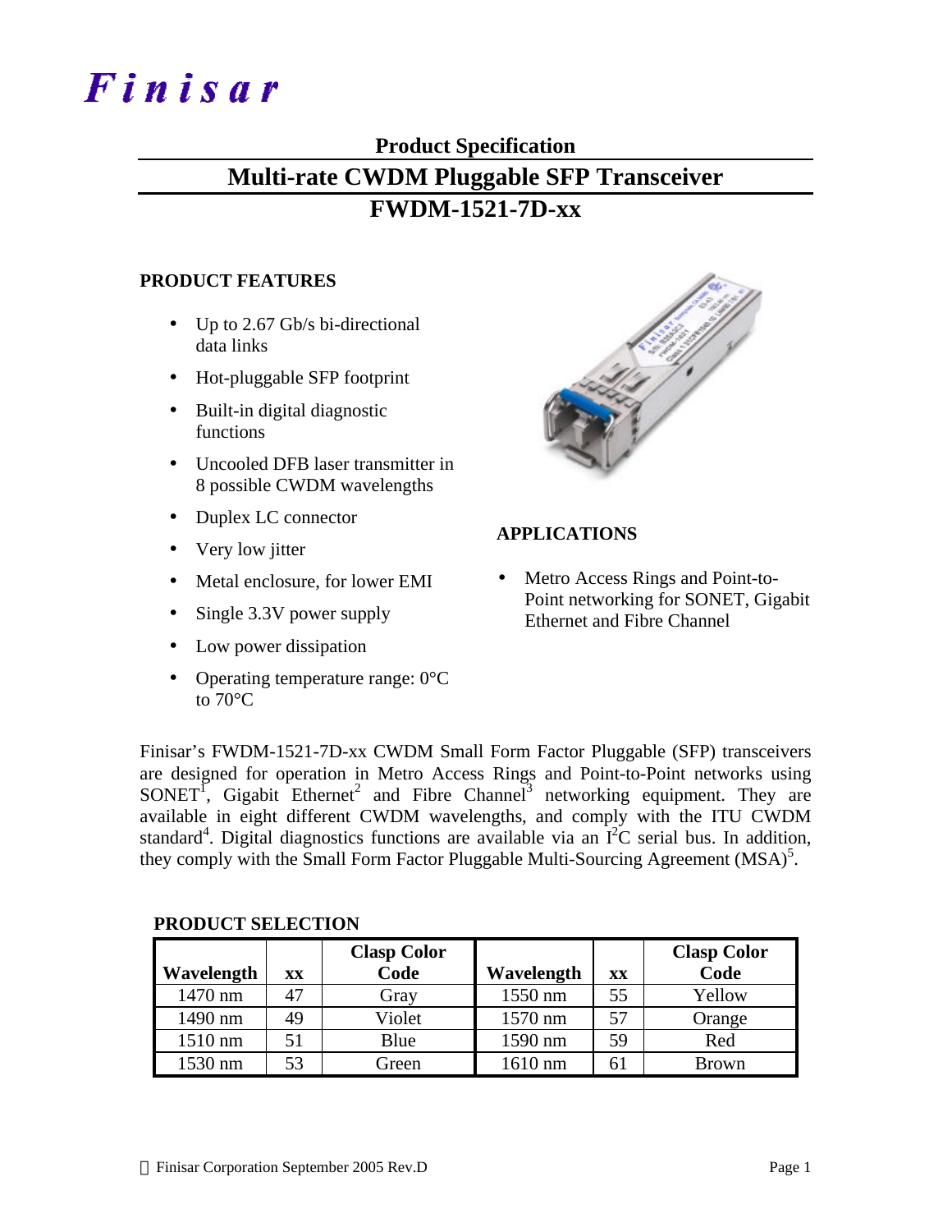# Finisar

## Product Specification

# Multi-rate CWDM Pluggable SFP Transceiver

# FWDM-1521-7D-xx

### PRODUCT FEATURES

- Up to 2.67 Gb/s bi-directional data links
- Hot-pluggable SFP footprint
- Built-in digital diagnostic functions
- Uncooled DFB laser transmitter in 8 possible CWDM wavelengths
- Duplex LC connector
- Very low jitter
- Metal enclosure, for lower EMI
- Single 3.3V power supply
- Low power dissipation
- Operating temperature range: 0°C to 70°C

### APPLICATIONS

- Metro Access Rings and Point-to-Point networking for SONET, Gigabit Ethernet and Fibre Channel

Finisar's FWDM-1521-7D-xx CWDM Small Form Factor Pluggable (SFP) transceivers are designed for operation in Metro Access Rings and Point-to-Point networks using SONET[1], Gigabit Ethernet[2] and Fibre Channel[3] networking equipment. They are available in eight different CWDM wavelengths, and comply with the ITU CWDM standard[4]. Digital diagnostics functions are available via an $I^2C$ serial bus. In addition, they comply with the Small Form Factor Pluggable Multi-Sourcing Agreement (MSA)[5].

### PRODUCT SELECTION

| Wavelength | xx | Clasp Color Code | Wavelength | xx | Clasp Color Code |
|---|---|---|---|---|---|
| 1470 nm | 47 | Gray | 1550 nm | 55 | Yellow |
| 1490 nm | 49 | Violet | 1570 nm | 57 | Orange |
| 1510 nm | 51 | Blue | 1590 nm | 59 | Red |
| 1530 nm | 53 | Green | 1610 nm | 61 | Brown |

© Finisar Corporation September 2005 Rev.D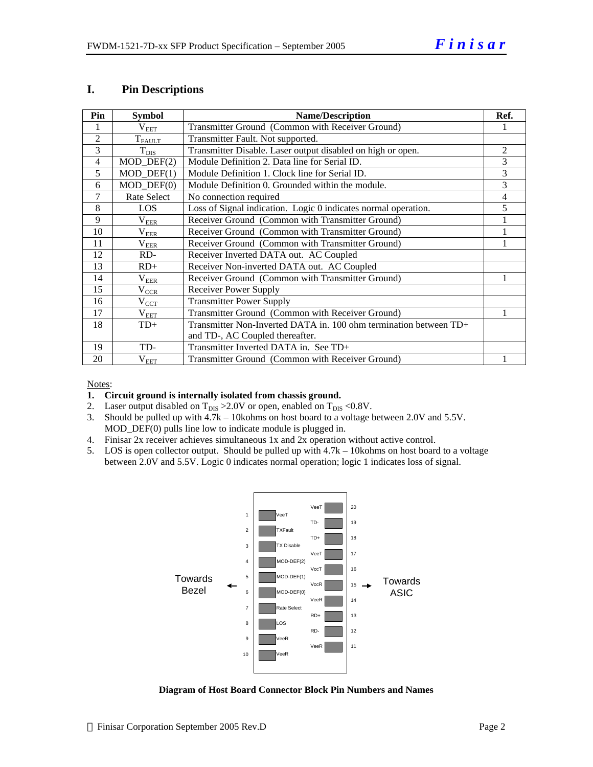# I. Pin Descriptions

| Pin | Symbol | Name/Description | Ref. |
|---|---|---|---|
| 1 | $V_{EET}$ | Transmitter Ground (Common with Receiver Ground) | 1 |
| 2 | $T_{FAULT}$ | Transmitter Fault. Not supported. | |
| 3 | $T_{DIS}$ | Transmitter Disable. Laser output disabled on high or open. | 2 |
| 4 | MOD_DEF(2) | Module Definition 2. Data line for Serial ID. | 3 |
| 5 | MOD_DEF(1) | Module Definition 1. Clock line for Serial ID. | 3 |
| 6 | MOD_DEF(0) | Module Definition 0. Grounded within the module. | 3 |
| 7 | Rate Select | No connection required | 4 |
| 8 | LOS | Loss of Signal indication. Logic 0 indicates normal operation. | 5 |
| 9 | $V_{EER}$ | Receiver Ground (Common with Transmitter Ground) | 1 |
| 10 | $V_{EER}$ | Receiver Ground (Common with Transmitter Ground) | 1 |
| 11 | $V_{EER}$ | Receiver Ground (Common with Transmitter Ground) | 1 |
| 12 | RD- | Receiver Inverted DATA out. AC Coupled | |
| 13 | RD+ | Receiver Non-inverted DATA out. AC Coupled | |
| 14 | $V_{EER}$ | Receiver Ground (Common with Transmitter Ground) | 1 |
| 15 | $V_{CCR}$ | Receiver Power Supply | |
| 16 | $V_{CCT}$ | Transmitter Power Supply | |
| 17 | $V_{EET}$ | Transmitter Ground (Common with Receiver Ground) | 1 |
| 18 | TD+ | Transmitter Non-Inverted DATA in. 100 ohm termination between TD+ and TD-, AC Coupled thereafter. | |
| 19 | TD- | Transmitter Inverted DATA in. See TD+ | |
| 20 | $V_{EET}$ | Transmitter Ground (Common with Receiver Ground) | 1 |

Notes:

1. **Circuit ground is internally isolated from chassis ground.**
2. Laser output disabled on $T_{DIS}$ >2.0V or open, enabled on $T_{DIS}$ <0.8V.
3. Should be pulled up with 4.7k – 10kohms on host board to a voltage between 2.0V and 5.5V. MOD_DEF(0) pulls line low to indicate module is plugged in.
4. Finisar 2x receiver achieves simultaneous 1x and 2x operation without active control.
5. LOS is open collector output. Should be pulled up with 4.7k – 10kohms on host board to a voltage between 2.0V and 5.5V. Logic 0 indicates normal operation; logic 1 indicates loss of signal.

| Pin | Name | Pin | Name |
|---|---|---|---|
| 1 | VeeT | 20 | VeeT |
| 2 | TXFault | 19 | TD- |
| 3 | TX Disable | 18 | TD+ |
| 4 | MOD-DEF(2) | 17 | VeeT |
| 5 | MOD-DEF(1) | 16 | VccT |
| 6 | MOD-DEF(0) | 15 | VccR |
| 7 | Rate Select | 14 | VeeR |
| 8 | LOS | 13 | RD+ |
| 9 | VeeR | 12 | RD- |
| 10 | VeeR | 11 | VeeR |

Towards Bezel ← → Towards ASIC

**Diagram of Host Board Connector Block Pin Numbers and Names**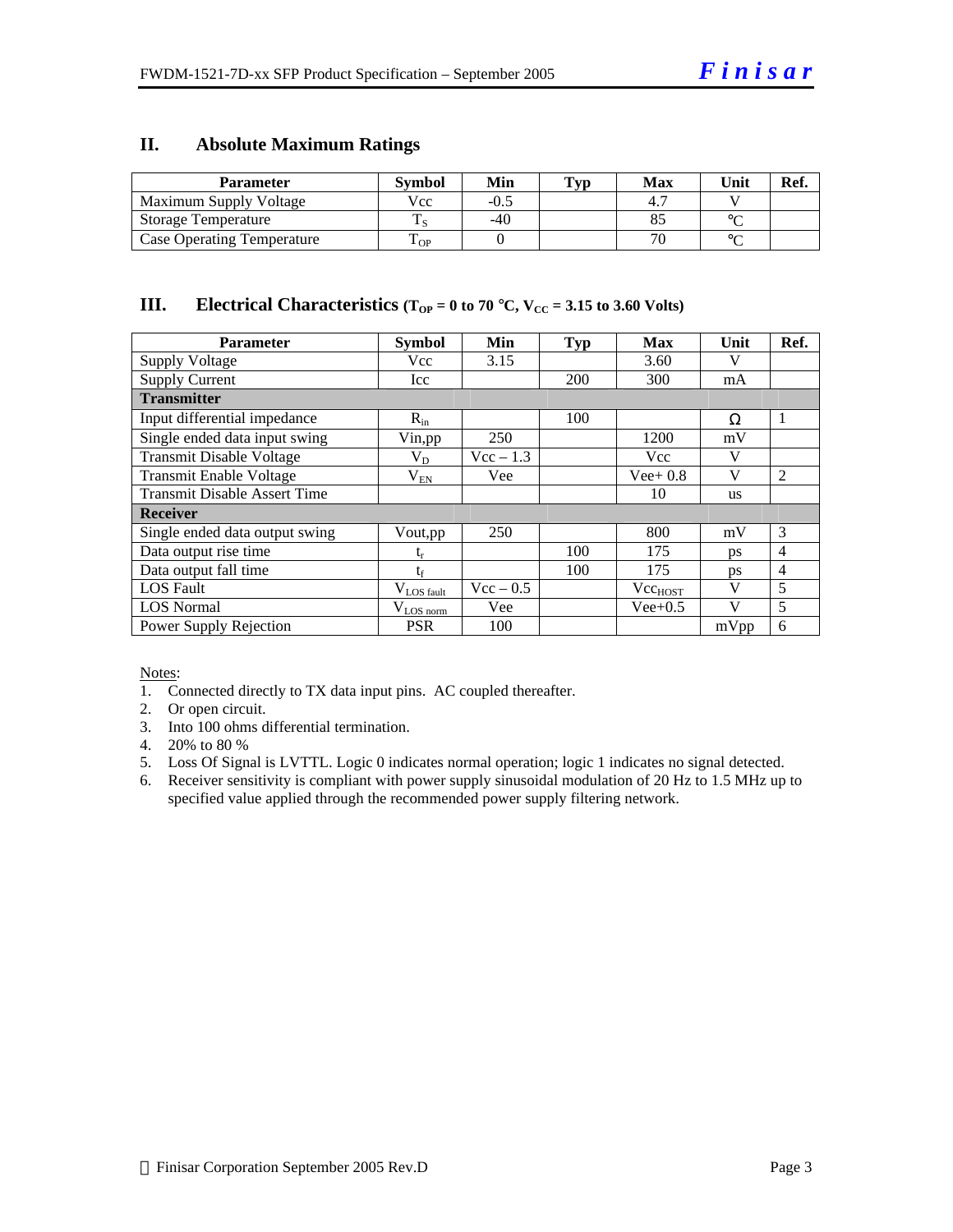## II. Absolute Maximum Ratings

| Parameter | Symbol | Min | Typ | Max | Unit | Ref. |
|---|---|---|---|---|---|---|
| Maximum Supply Voltage | Vcc | -0.5 | | 4.7 | V | |
| Storage Temperature | $T_S$ | -40 | | 85 | °C | |
| Case Operating Temperature | $T_{OP}$ | 0 | | 70 | °C | |

## III. Electrical Characteristics ($T_{OP}$ = 0 to 70 °C, $V_{CC}$ = 3.15 to 3.60 Volts)

| Parameter | Symbol | Min | Typ | Max | Unit | Ref. |
|---|---|---|---|---|---|---|
| Supply Voltage | Vcc | 3.15 | | 3.60 | V | |
| Supply Current | Icc | | 200 | 300 | mA | |
| **Transmitter** | | | | | | |
| Input differential impedance | $R_{in}$ | | 100 | | Ω | 1 |
| Single ended data input swing | Vin,pp | 250 | | 1200 | mV | |
| Transmit Disable Voltage | $V_D$ | Vcc – 1.3 | | Vcc | V | |
| Transmit Enable Voltage | $V_{EN}$ | Vee | | Vee+ 0.8 | V | 2 |
| Transmit Disable Assert Time | | | | 10 | us | |
| **Receiver** | | | | | | |
| Single ended data output swing | Vout,pp | 250 | | 800 | mV | 3 |
| Data output rise time | $t_r$ | | 100 | 175 | ps | 4 |
| Data output fall time | $t_f$ | | 100 | 175 | ps | 4 |
| LOS Fault | $V_{LOS\ fault}$ | Vcc – 0.5 | | $Vcc_{HOST}$ | V | 5 |
| LOS Normal | $V_{LOS\ norm}$ | Vee | | Vee+0.5 | V | 5 |
| Power Supply Rejection | PSR | 100 | | | mVpp | 6 |

Notes:

1. Connected directly to TX data input pins. AC coupled thereafter.
2. Or open circuit.
3. Into 100 ohms differential termination.
4. 20% to 80 %
5. Loss Of Signal is LVTTL. Logic 0 indicates normal operation; logic 1 indicates no signal detected.
6. Receiver sensitivity is compliant with power supply sinusoidal modulation of 20 Hz to 1.5 MHz up to specified value applied through the recommended power supply filtering network.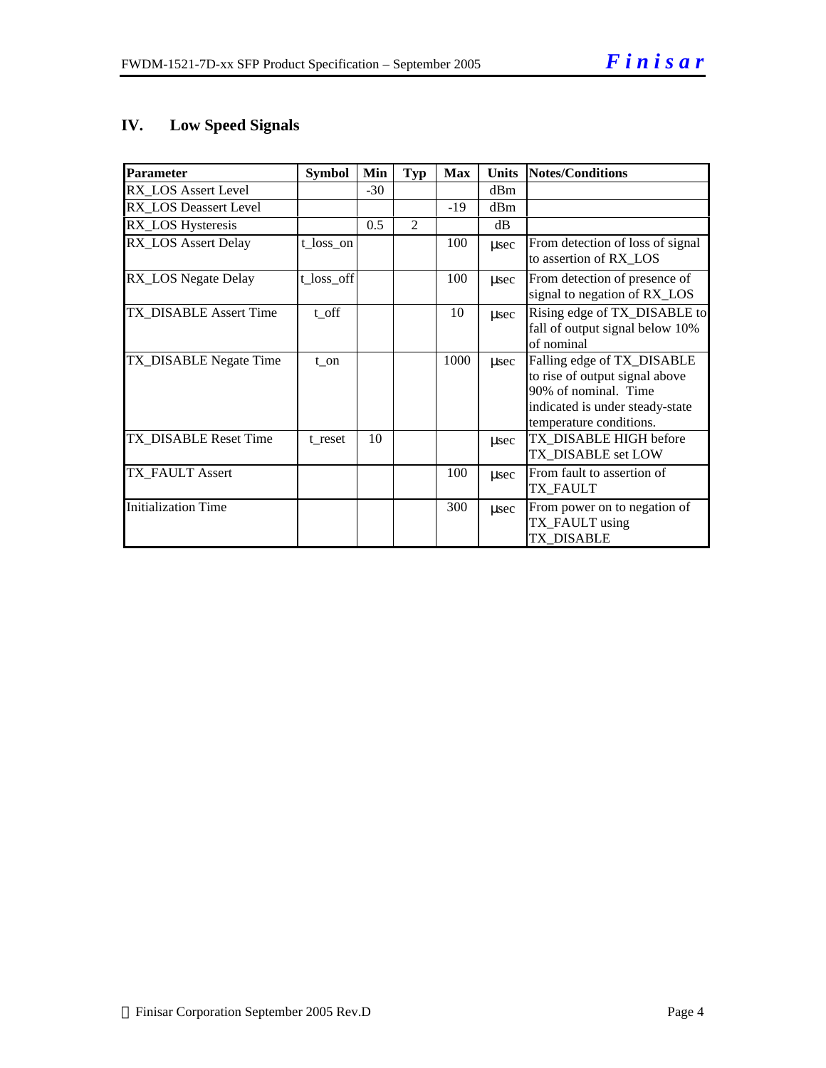## IV. Low Speed Signals

| Parameter | Symbol | Min | Typ | Max | Units | Notes/Conditions |
|---|---|---|---|---|---|---|
| RX_LOS Assert Level | | -30 | | | dBm | |
| RX_LOS Deassert Level | | | | -19 | dBm | |
| RX_LOS Hysteresis | | 0.5 | 2 | | dB | |
| RX_LOS Assert Delay | t_loss_on | | | 100 | μsec | From detection of loss of signal to assertion of RX_LOS |
| RX_LOS Negate Delay | t_loss_off | | | 100 | μsec | From detection of presence of signal to negation of RX_LOS |
| TX_DISABLE Assert Time | t_off | | | 10 | μsec | Rising edge of TX_DISABLE to fall of output signal below 10% of nominal |
| TX_DISABLE Negate Time | t_on | | | 1000 | μsec | Falling edge of TX_DISABLE to rise of output signal above 90% of nominal. Time indicated is under steady-state temperature conditions. |
| TX_DISABLE Reset Time | t_reset | 10 | | | μsec | TX_DISABLE HIGH before TX_DISABLE set LOW |
| TX_FAULT Assert | | | | 100 | μsec | From fault to assertion of TX_FAULT |
| Initialization Time | | | | 300 | μsec | From power on to negation of TX_FAULT using TX_DISABLE |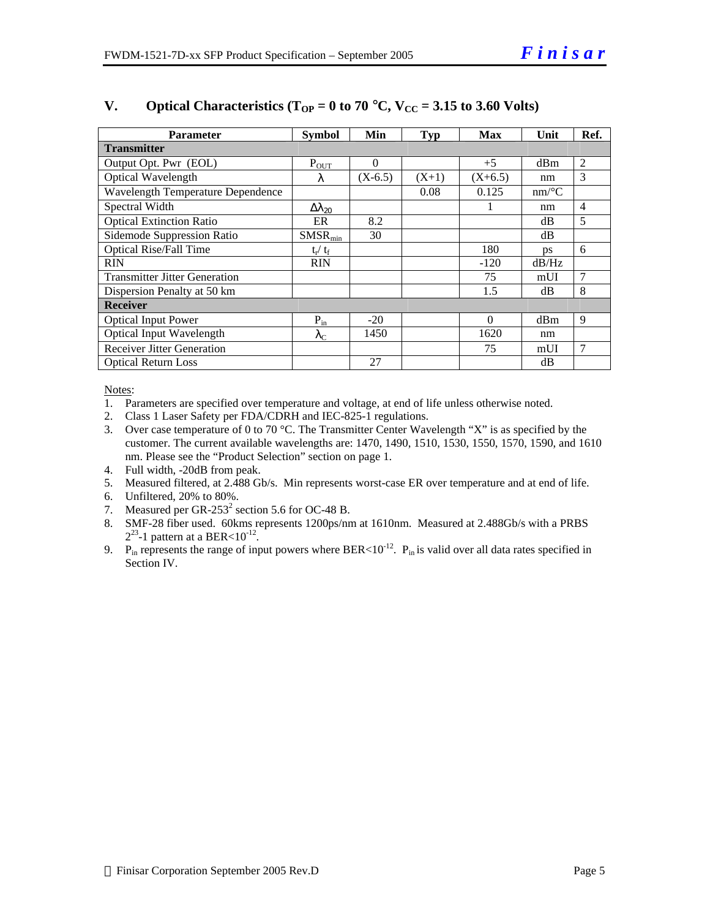## V. Optical Characteristics ($T_{OP}$ = 0 to 70 °C, $V_{CC}$ = 3.15 to 3.60 Volts)

| Parameter | Symbol | Min | Typ | Max | Unit | Ref. |
|---|---|---|---|---|---|---|
| **Transmitter** | | | | | | |
| Output Opt. Pwr (EOL) | $P_{OUT}$ | 0 | | +5 | dBm | 2 |
| Optical Wavelength | $\lambda$ | (X-6.5) | (X+1) | (X+6.5) | nm | 3 |
| Wavelength Temperature Dependence | | | 0.08 | 0.125 | nm/°C | |
| Spectral Width | $\Delta\lambda_{20}$ | | | 1 | nm | 4 |
| Optical Extinction Ratio | ER | 8.2 | | | dB | 5 |
| Sidemode Suppression Ratio | $SMSR_{min}$ | 30 | | | dB | |
| Optical Rise/Fall Time | $t_r$/ $t_f$ | | | 180 | ps | 6 |
| RIN | RIN | | | -120 | dB/Hz | |
| Transmitter Jitter Generation | | | | 75 | mUI | 7 |
| Dispersion Penalty at 50 km | | | | 1.5 | dB | 8 |
| **Receiver** | | | | | | |
| Optical Input Power | $P_{in}$ | -20 | | 0 | dBm | 9 |
| Optical Input Wavelength | $\lambda_C$ | 1450 | | 1620 | nm | |
| Receiver Jitter Generation | | | | 75 | mUI | 7 |
| Optical Return Loss | | 27 | | | dB | |

Notes:

1. Parameters are specified over temperature and voltage, at end of life unless otherwise noted.
2. Class 1 Laser Safety per FDA/CDRH and IEC-825-1 regulations.
3. Over case temperature of 0 to 70 °C. The Transmitter Center Wavelength "X" is as specified by the customer. The current available wavelengths are: 1470, 1490, 1510, 1530, 1550, 1570, 1590, and 1610 nm. Please see the "Product Selection" section on page 1.
4. Full width, -20dB from peak.
5. Measured filtered, at 2.488 Gb/s. Min represents worst-case ER over temperature and at end of life.
6. Unfiltered, 20% to 80%.
7. Measured per GR-253[2] section 5.6 for OC-48 B.
8. SMF-28 fiber used. 60kms represents 1200ps/nm at 1610nm. Measured at 2.488Gb/s with a PRBS $2^{23}$-1 pattern at a BER<$10^{-12}$.
9. $P_{in}$ represents the range of input powers where BER<$10^{-12}$. $P_{in}$ is valid over all data rates specified in Section IV.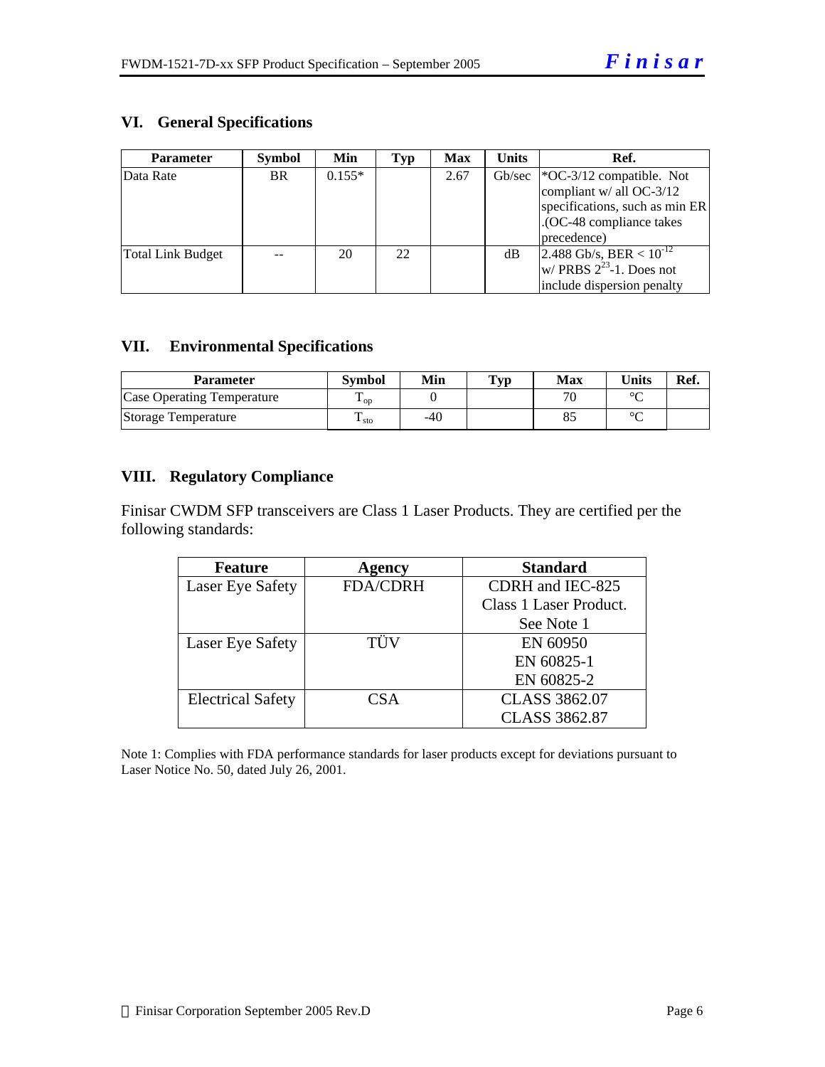## VI. General Specifications

| Parameter | Symbol | Min | Typ | Max | Units | Ref. |
|---|---|---|---|---|---|---|
| Data Rate | BR | 0.155* | | 2.67 | Gb/sec | *OC-3/12 compatible. Not compliant w/ all OC-3/12 specifications, such as min ER .(OC-48 compliance takes precedence) |
| Total Link Budget | -- | 20 | 22 | | dB | 2.488 Gb/s, BER < $10^{-12}$ w/ PRBS $2^{23}$-1. Does not include dispersion penalty |

## VII. Environmental Specifications

| Parameter | Symbol | Min | Typ | Max | Units | Ref. |
|---|---|---|---|---|---|---|
| Case Operating Temperature | $T_{op}$ | 0 | | 70 | °C | |
| Storage Temperature | $T_{sto}$ | -40 | | 85 | °C | |

## VIII. Regulatory Compliance

Finisar CWDM SFP transceivers are Class 1 Laser Products. They are certified per the following standards:

| Feature | Agency | Standard |
|---|---|---|
| Laser Eye Safety | FDA/CDRH | CDRH and IEC-825 Class 1 Laser Product. See Note 1 |
| Laser Eye Safety | TÜV | EN 60950 EN 60825-1 EN 60825-2 |
| Electrical Safety | CSA | CLASS 3862.07 CLASS 3862.87 |

Note 1: Complies with FDA performance standards for laser products except for deviations pursuant to Laser Notice No. 50, dated July 26, 2001.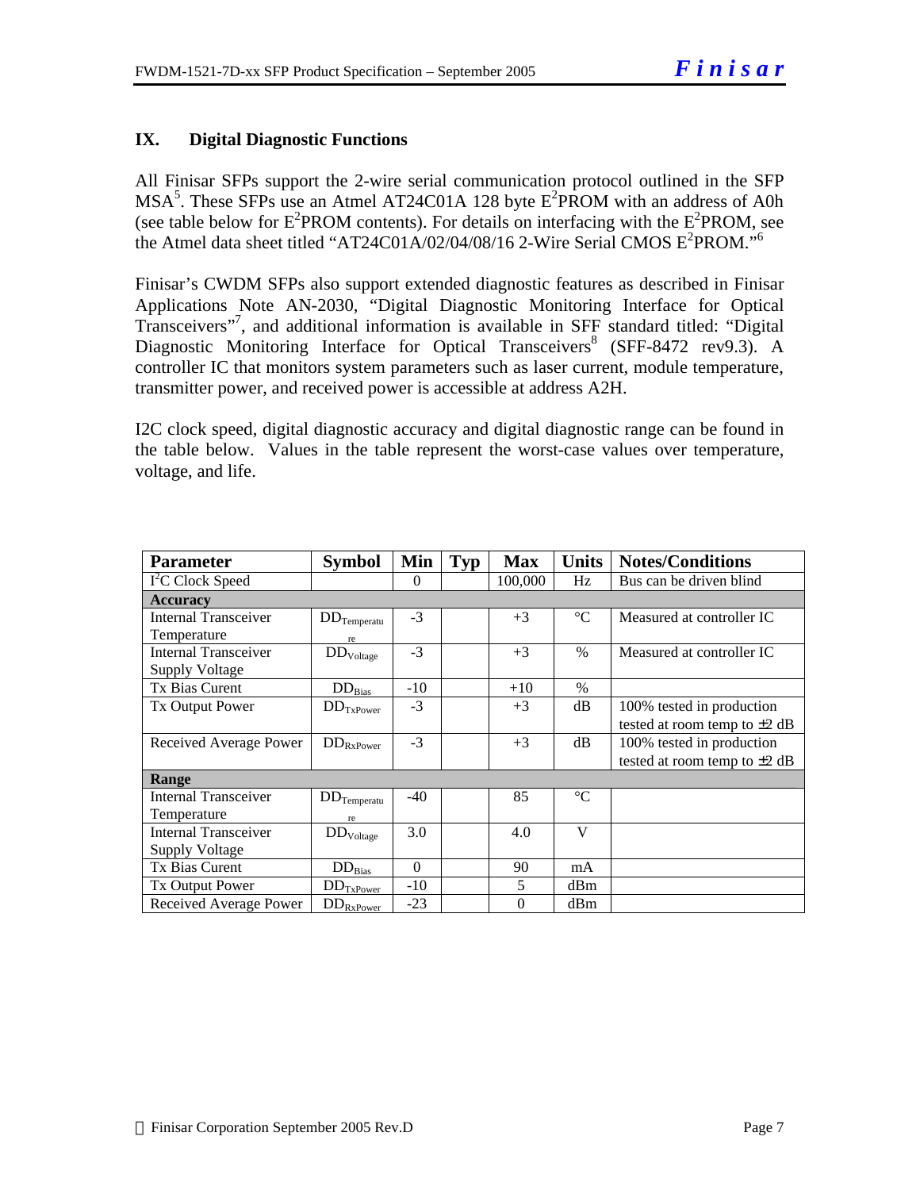## IX. Digital Diagnostic Functions

All Finisar SFPs support the 2-wire serial communication protocol outlined in the SFP MSA[5]. These SFPs use an Atmel AT24C01A 128 byte $E^2$PROM with an address of A0h (see table below for $E^2$PROM contents). For details on interfacing with the $E^2$PROM, see the Atmel data sheet titled "AT24C01A/02/04/08/16 2-Wire Serial CMOS $E^2$PROM."[6]

Finisar's CWDM SFPs also support extended diagnostic features as described in Finisar Applications Note AN-2030, "Digital Diagnostic Monitoring Interface for Optical Transceivers"[7], and additional information is available in SFF standard titled: "Digital Diagnostic Monitoring Interface for Optical Transceivers[8] (SFF-8472 rev9.3). A controller IC that monitors system parameters such as laser current, module temperature, transmitter power, and received power is accessible at address A2H.

I2C clock speed, digital diagnostic accuracy and digital diagnostic range can be found in the table below. Values in the table represent the worst-case values over temperature, voltage, and life.

| Parameter | Symbol | Min | Typ | Max | Units | Notes/Conditions |
|---|---|---|---|---|---|---|
| $I^2C$ Clock Speed | | 0 | | 100,000 | Hz | Bus can be driven blind |
| **Accuracy** | | | | | | |
| Internal Transceiver Temperature | $DD_{Temperature}$ | -3 | | +3 | °C | Measured at controller IC |
| Internal Transceiver Supply Voltage | $DD_{Voltage}$ | -3 | | +3 | % | Measured at controller IC |
| Tx Bias Curent | $DD_{Bias}$ | -10 | | +10 | % | |
| Tx Output Power | $DD_{TxPower}$ | -3 | | +3 | dB | 100% tested in production tested at room temp to ±2 dB |
| Received Average Power | $DD_{RxPower}$ | -3 | | +3 | dB | 100% tested in production tested at room temp to ±2 dB |
| **Range** | | | | | | |
| Internal Transceiver Temperature | $DD_{Temperature}$ | -40 | | 85 | °C | |
| Internal Transceiver Supply Voltage | $DD_{Voltage}$ | 3.0 | | 4.0 | V | |
| Tx Bias Curent | $DD_{Bias}$ | 0 | | 90 | mA | |
| Tx Output Power | $DD_{TxPower}$ | -10 | | 5 | dBm | |
| Received Average Power | $DD_{RxPower}$ | -23 | | 0 | dBm | |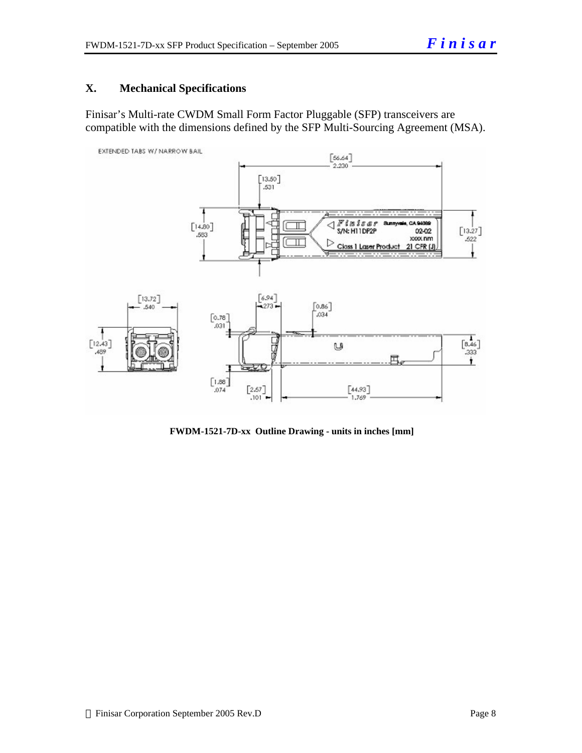## X. Mechanical Specifications

Finisar's Multi-rate CWDM Small Form Factor Pluggable (SFP) transceivers are compatible with the dimensions defined by the SFP Multi-Sourcing Agreement (MSA).

**FWDM-1521-7D-xx Outline Drawing - units in inches [mm]**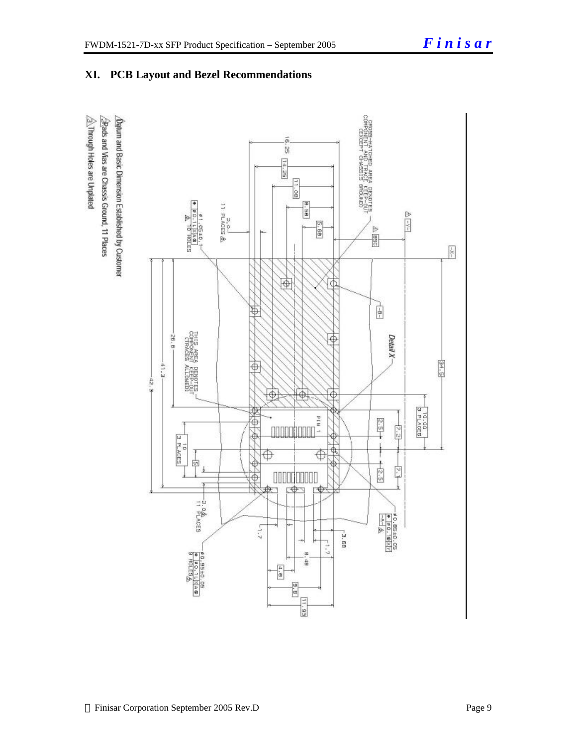## XI. PCB Layout and Bezel Recommendations

1. Datum and Basic Dimension Established by Customer
2. Pads and Vias are Chassis Ground, 11 Places
3. Through Holes are Unplated

CROSS-HATCHED AREA DENOTES COMPONENT AND TRACE KEEP-OUT (EXCEPT CHASSIS GROUND)

THIS AREA DENOTES COMPONENT KEEP-OUT (TRACES ALLOWED)

Detail X

PIN 1

16.25, 14.25, 11.08, 8.58, 5.68, BSC, 34.5, 10.00 3 PLACES, 7.2, 2.5, 7.1, 2.5, 26.8, 41.3, 42.3, 10 3 PLACES, 5, 2.0 11 PLACES, 1.7, 3.68, 1.7, 8.48, 4.8, 9.6, 11.93

⌀1.05±0.1, ⌀0.1 L X A, 10 HOLES

⌀0.85±0.05, ⌀0.1 X Y, -A-

⌀0.85±0.05, ⌀0.1 L X A, 9 HOLES

-X-, -Y-, -B-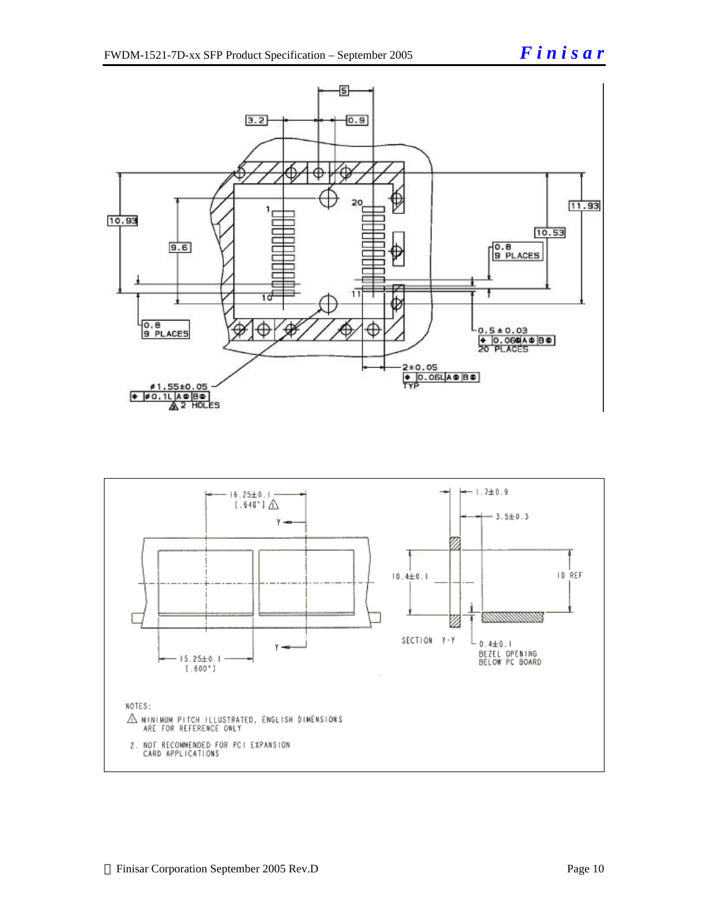NOTES:

⚠ MINIMUM PITCH ILLUSTRATED, ENGLISH DIMENSIONS ARE FOR REFERENCE ONLY

2. NOT RECOMMENDED FOR PCI EXPANSION CARD APPLICATIONS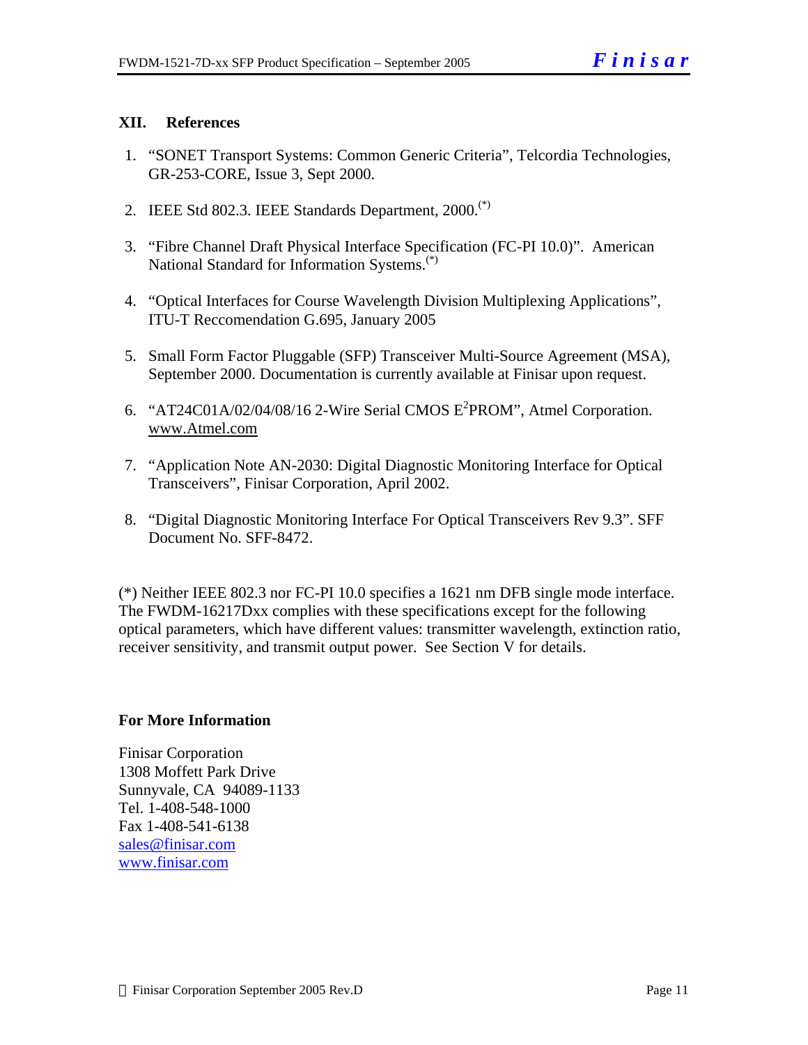## XII. References

1. “SONET Transport Systems: Common Generic Criteria”, Telcordia Technologies, GR-253-CORE, Issue 3, Sept 2000.

2. IEEE Std 802.3. IEEE Standards Department, 2000.(*)

3. “Fibre Channel Draft Physical Interface Specification (FC-PI 10.0)”. American National Standard for Information Systems.(*)

4. “Optical Interfaces for Course Wavelength Division Multiplexing Applications”, ITU-T Reccomendation G.695, January 2005

5. Small Form Factor Pluggable (SFP) Transceiver Multi-Source Agreement (MSA), September 2000. Documentation is currently available at Finisar upon request.

6. “AT24C01A/02/04/08/16 2-Wire Serial CMOS $E^2$PROM”, Atmel Corporation. www.Atmel.com

7. “Application Note AN-2030: Digital Diagnostic Monitoring Interface for Optical Transceivers”, Finisar Corporation, April 2002.

8. “Digital Diagnostic Monitoring Interface For Optical Transceivers Rev 9.3”. SFF Document No. SFF-8472.

(*) Neither IEEE 802.3 nor FC-PI 10.0 specifies a 1621 nm DFB single mode interface. The FWDM-16217Dxx complies with these specifications except for the following optical parameters, which have different values: transmitter wavelength, extinction ratio, receiver sensitivity, and transmit output power. See Section V for details.

**For More Information**

Finisar Corporation
1308 Moffett Park Drive
Sunnyvale, CA 94089-1133
Tel. 1-408-548-1000
Fax 1-408-541-6138
sales@finisar.com
www.finisar.com